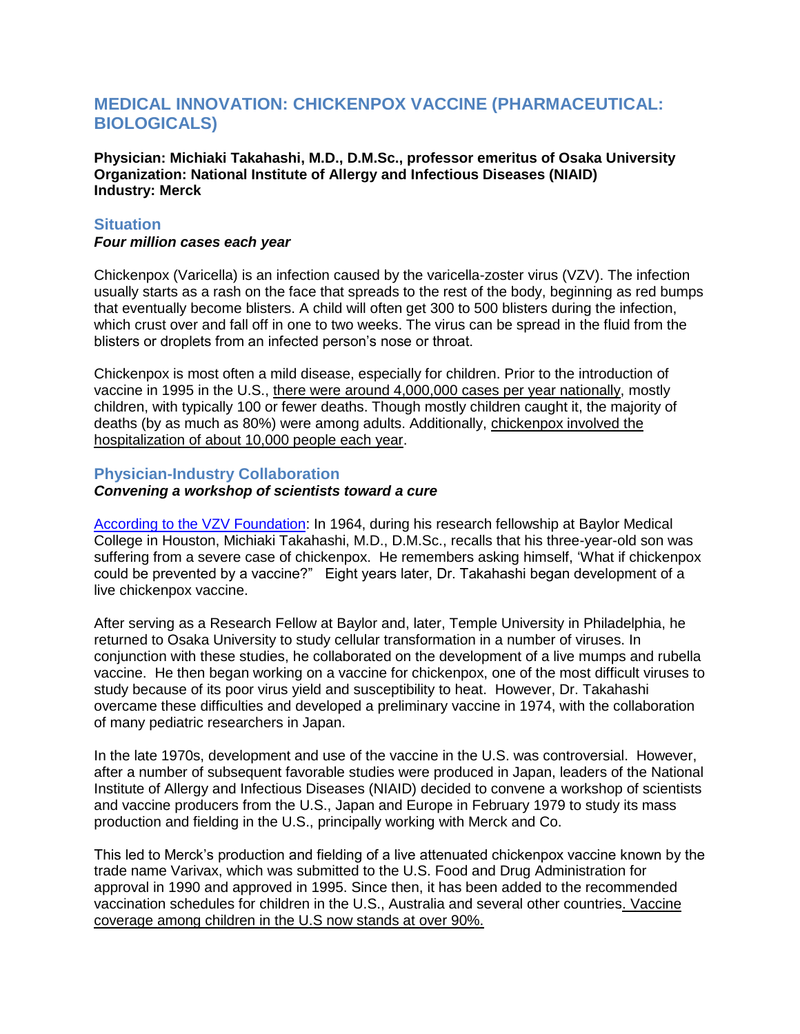# MEDICAL INNOVATION: CHICKENPOX VACCINE (PHARMACEUTICAL: BIOLOGICALS)

**Physician: Michiaki Takahashi, M.D., D.M.Sc., professor emeritus of Osaka University**
**Organization: National Institute of Allergy and Infectious Diseases (NIAID)**
**Industry: Merck**

## Situation

***Four million cases each year***

Chickenpox (Varicella) is an infection caused by the varicella-zoster virus (VZV). The infection usually starts as a rash on the face that spreads to the rest of the body, beginning as red bumps that eventually become blisters. A child will often get 300 to 500 blisters during the infection, which crust over and fall off in one to two weeks. The virus can be spread in the fluid from the blisters or droplets from an infected person's nose or throat.

Chickenpox is most often a mild disease, especially for children. Prior to the introduction of vaccine in 1995 in the U.S., there were around 4,000,000 cases per year nationally, mostly children, with typically 100 or fewer deaths. Though mostly children caught it, the majority of deaths (by as much as 80%) were among adults. Additionally, chickenpox involved the hospitalization of about 10,000 people each year.

## Physician-Industry Collaboration

***Convening a workshop of scientists toward a cure***

According to the VZV Foundation: In 1964, during his research fellowship at Baylor Medical College in Houston, Michiaki Takahashi, M.D., D.M.Sc., recalls that his three-year-old son was suffering from a severe case of chickenpox. He remembers asking himself, 'What if chickenpox could be prevented by a vaccine?" Eight years later, Dr. Takahashi began development of a live chickenpox vaccine.

After serving as a Research Fellow at Baylor and, later, Temple University in Philadelphia, he returned to Osaka University to study cellular transformation in a number of viruses. In conjunction with these studies, he collaborated on the development of a live mumps and rubella vaccine. He then began working on a vaccine for chickenpox, one of the most difficult viruses to study because of its poor virus yield and susceptibility to heat. However, Dr. Takahashi overcame these difficulties and developed a preliminary vaccine in 1974, with the collaboration of many pediatric researchers in Japan.

In the late 1970s, development and use of the vaccine in the U.S. was controversial. However, after a number of subsequent favorable studies were produced in Japan, leaders of the National Institute of Allergy and Infectious Diseases (NIAID) decided to convene a workshop of scientists and vaccine producers from the U.S., Japan and Europe in February 1979 to study its mass production and fielding in the U.S., principally working with Merck and Co.

This led to Merck's production and fielding of a live attenuated chickenpox vaccine known by the trade name Varivax, which was submitted to the U.S. Food and Drug Administration for approval in 1990 and approved in 1995. Since then, it has been added to the recommended vaccination schedules for children in the U.S., Australia and several other countries. Vaccine coverage among children in the U.S now stands at over 90%.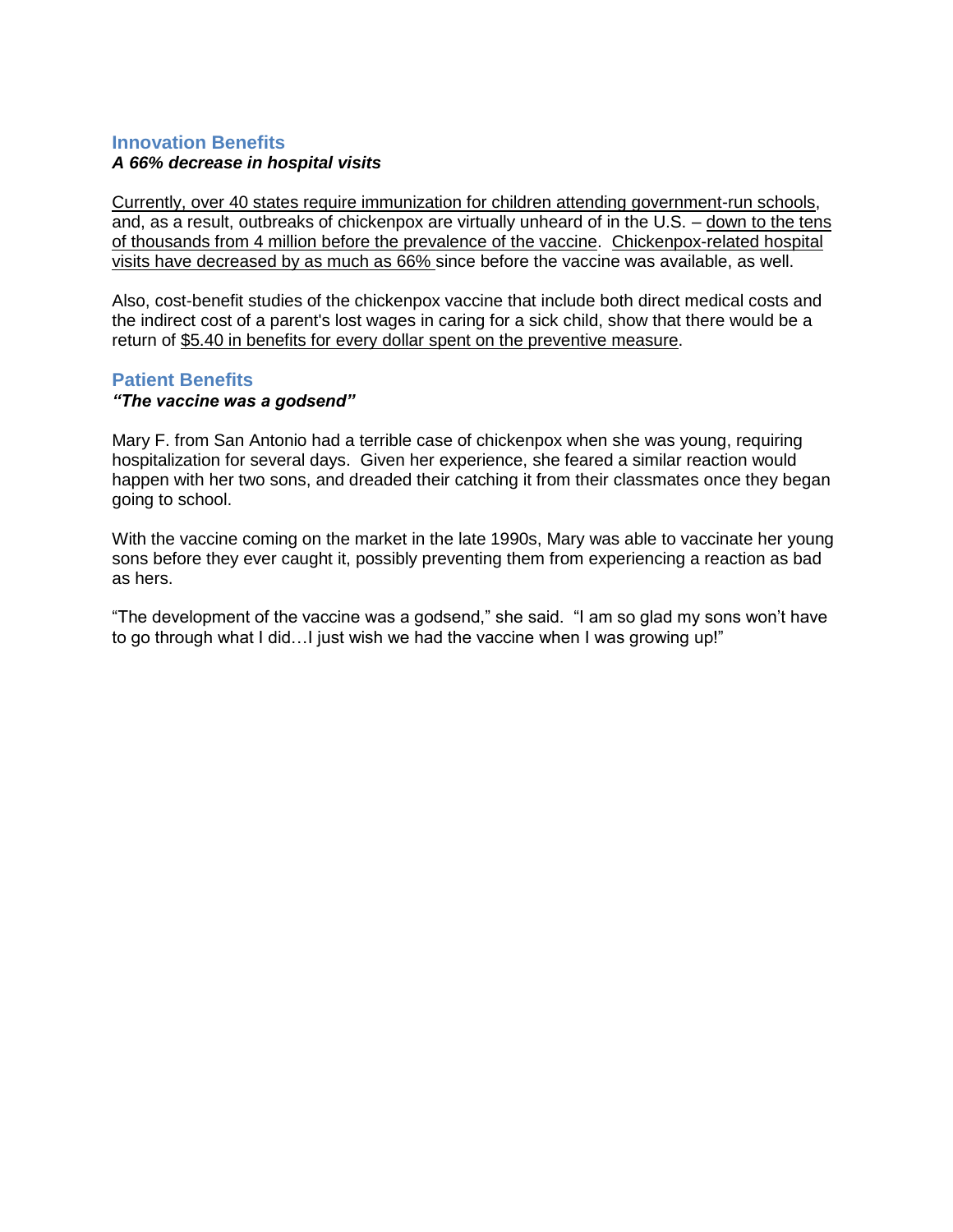## Innovation Benefits

***A 66% decrease in hospital visits***

Currently, over 40 states require immunization for children attending government-run schools, and, as a result, outbreaks of chickenpox are virtually unheard of in the U.S. – down to the tens of thousands from 4 million before the prevalence of the vaccine. Chickenpox-related hospital visits have decreased by as much as 66% since before the vaccine was available, as well.

Also, cost-benefit studies of the chickenpox vaccine that include both direct medical costs and the indirect cost of a parent's lost wages in caring for a sick child, show that there would be a return of $5.40 in benefits for every dollar spent on the preventive measure.

## Patient Benefits

***"The vaccine was a godsend"***

Mary F. from San Antonio had a terrible case of chickenpox when she was young, requiring hospitalization for several days. Given her experience, she feared a similar reaction would happen with her two sons, and dreaded their catching it from their classmates once they began going to school.

With the vaccine coming on the market in the late 1990s, Mary was able to vaccinate her young sons before they ever caught it, possibly preventing them from experiencing a reaction as bad as hers.

"The development of the vaccine was a godsend," she said. "I am so glad my sons won't have to go through what I did…I just wish we had the vaccine when I was growing up!"